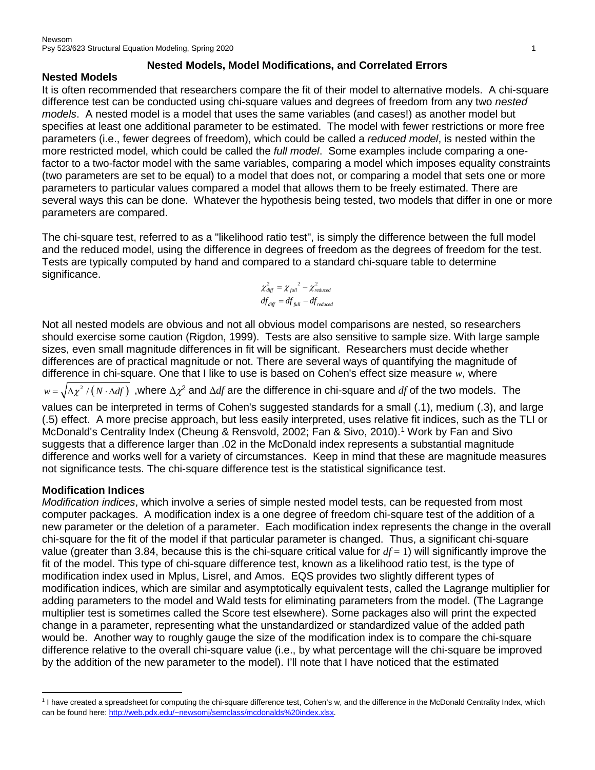## Nested Models, Model Modifications, and Correlated Errors

### Nested Models

It is often recommended that researchers compare the fit of their model to alternative models. A chi-square difference test can be conducted using chi-square values and degrees of freedom from any two *nested models*. A nested model is a model that uses the same variables (and cases!) as another model but specifies at least one additional parameter to be estimated. The model with fewer restrictions or more free parameters (i.e., fewer degrees of freedom), which could be called a *reduced model*, is nested within the more restricted model, which could be called the *full model*. Some examples include comparing a one-factor to a two-factor model with the same variables, comparing a model which imposes equality constraints (two parameters are set to be equal) to a model that does not, or comparing a model that sets one or more parameters to particular values compared a model that allows them to be freely estimated. There are several ways this can be done. Whatever the hypothesis being tested, two models that differ in one or more parameters are compared.

The chi-square test, referred to as a "likelihood ratio test", is simply the difference between the full model and the reduced model, using the difference in degrees of freedom as the degrees of freedom for the test. Tests are typically computed by hand and compared to a standard chi-square table to determine significance.

$$\chi^2_{diff} = \chi_{full}{}^2 - \chi^2_{reduced}$$
$$df_{diff} = df_{full} - df_{reduced}$$

Not all nested models are obvious and not all obvious model comparisons are nested, so researchers should exercise some caution (Rigdon, 1999). Tests are also sensitive to sample size. With large sample sizes, even small magnitude differences in fit will be significant. Researchers must decide whether differences are of practical magnitude or not. There are several ways of quantifying the magnitude of difference in chi-square. One that I like to use is based on Cohen's effect size measure $w$, where $w = \sqrt{\Delta\chi^2 / (N \cdot \Delta df)}$ ,where $\Delta\chi^2$ and $\Delta df$ are the difference in chi-square and $df$ of the two models. The values can be interpreted in terms of Cohen's suggested standards for a small (.1), medium (.3), and large (.5) effect. A more precise approach, but less easily interpreted, uses relative fit indices, such as the TLI or McDonald's Centrality Index (Cheung & Rensvold, 2002; Fan & Sivo, 2010).[1] Work by Fan and Sivo suggests that a difference larger than .02 in the McDonald index represents a substantial magnitude difference and works well for a variety of circumstances. Keep in mind that these are magnitude measures not significance tests. The chi-square difference test is the statistical significance test.

### Modification Indices

*Modification indices*, which involve a series of simple nested model tests, can be requested from most computer packages. A modification index is a one degree of freedom chi-square test of the addition of a new parameter or the deletion of a parameter. Each modification index represents the change in the overall chi-square for the fit of the model if that particular parameter is changed. Thus, a significant chi-square value (greater than 3.84, because this is the chi-square critical value for $df = 1$) will significantly improve the fit of the model. This type of chi-square difference test, known as a likelihood ratio test, is the type of modification index used in Mplus, Lisrel, and Amos. EQS provides two slightly different types of modification indices, which are similar and asymptotically equivalent tests, called the Lagrange multiplier for adding parameters to the model and Wald tests for eliminating parameters from the model. (The Lagrange multiplier test is sometimes called the Score test elsewhere). Some packages also will print the expected change in a parameter, representing what the unstandardized or standardized value of the added path would be. Another way to roughly gauge the size of the modification index is to compare the chi-square difference relative to the overall chi-square value (i.e., by what percentage will the chi-square be improved by the addition of the new parameter to the model). I'll note that I have noticed that the estimated

[1] I have created a spreadsheet for computing the chi-square difference test, Cohen's w, and the difference in the McDonald Centrality Index, which can be found here: http://web.pdx.edu/~newsomj/semclass/mcdonalds%20index.xlsx.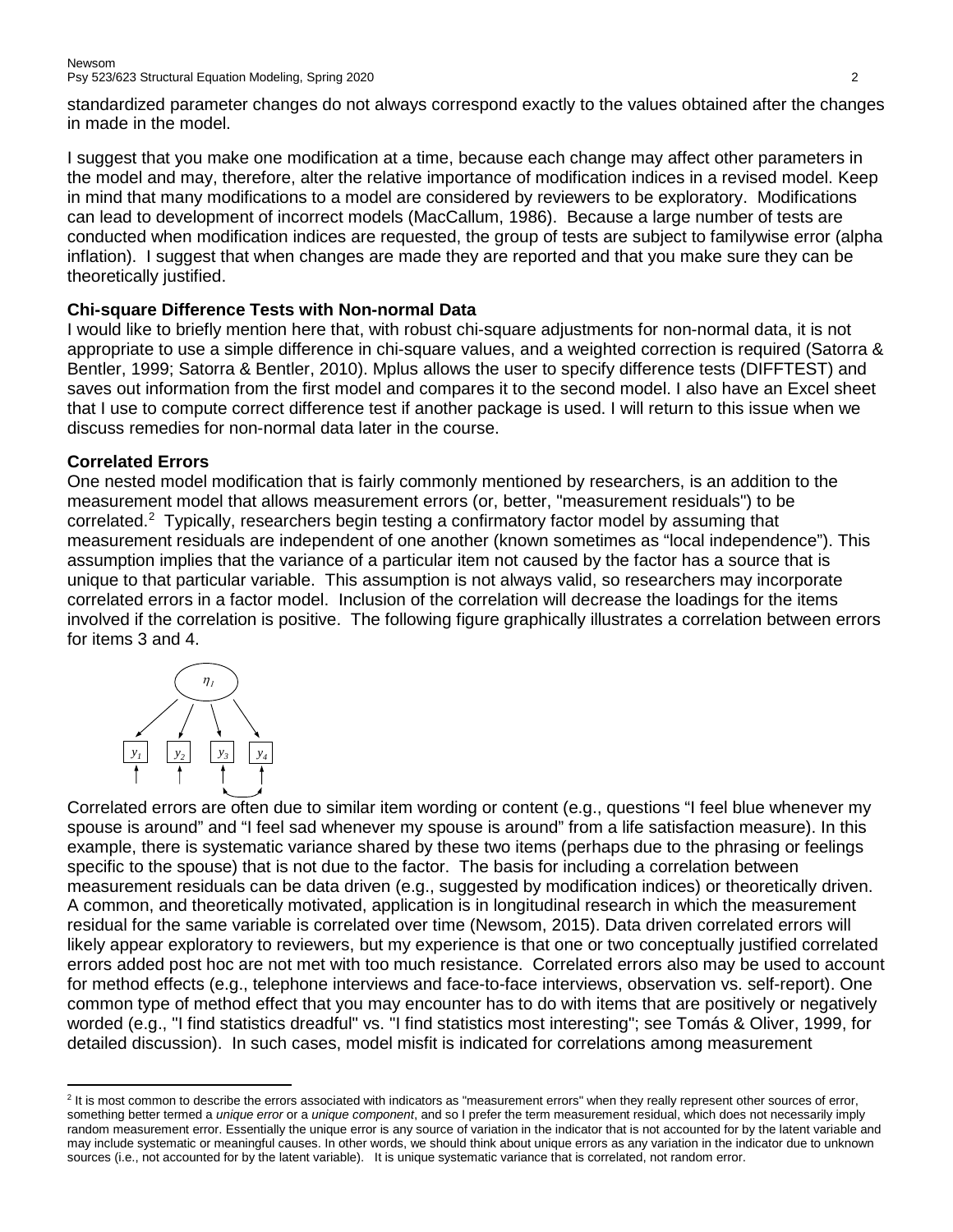standardized parameter changes do not always correspond exactly to the values obtained after the changes in made in the model.

I suggest that you make one modification at a time, because each change may affect other parameters in the model and may, therefore, alter the relative importance of modification indices in a revised model. Keep in mind that many modifications to a model are considered by reviewers to be exploratory. Modifications can lead to development of incorrect models (MacCallum, 1986). Because a large number of tests are conducted when modification indices are requested, the group of tests are subject to familywise error (alpha inflation). I suggest that when changes are made they are reported and that you make sure they can be theoretically justified.

### Chi-square Difference Tests with Non-normal Data

I would like to briefly mention here that, with robust chi-square adjustments for non-normal data, it is not appropriate to use a simple difference in chi-square values, and a weighted correction is required (Satorra & Bentler, 1999; Satorra & Bentler, 2010). Mplus allows the user to specify difference tests (DIFFTEST) and saves out information from the first model and compares it to the second model. I also have an Excel sheet that I use to compute correct difference test if another package is used. I will return to this issue when we discuss remedies for non-normal data later in the course.

### Correlated Errors

One nested model modification that is fairly commonly mentioned by researchers, is an addition to the measurement model that allows measurement errors (or, better, "measurement residuals") to be correlated.[2] Typically, researchers begin testing a confirmatory factor model by assuming that measurement residuals are independent of one another (known sometimes as "local independence"). This assumption implies that the variance of a particular item not caused by the factor has a source that is unique to that particular variable. This assumption is not always valid, so researchers may incorporate correlated errors in a factor model. Inclusion of the correlation will decrease the loadings for the items involved if the correlation is positive. The following figure graphically illustrates a correlation between errors for items 3 and 4.

$\eta_1$

$y_1$ $y_2$ $y_3$ $y_4$

Correlated errors are often due to similar item wording or content (e.g., questions "I feel blue whenever my spouse is around" and "I feel sad whenever my spouse is around" from a life satisfaction measure). In this example, there is systematic variance shared by these two items (perhaps due to the phrasing or feelings specific to the spouse) that is not due to the factor. The basis for including a correlation between measurement residuals can be data driven (e.g., suggested by modification indices) or theoretically driven. A common, and theoretically motivated, application is in longitudinal research in which the measurement residual for the same variable is correlated over time (Newsom, 2015). Data driven correlated errors will likely appear exploratory to reviewers, but my experience is that one or two conceptually justified correlated errors added post hoc are not met with too much resistance. Correlated errors also may be used to account for method effects (e.g., telephone interviews and face-to-face interviews, observation vs. self-report). One common type of method effect that you may encounter has to do with items that are positively or negatively worded (e.g., "I find statistics dreadful" vs. "I find statistics most interesting"; see Tomás & Oliver, 1999, for detailed discussion). In such cases, model misfit is indicated for correlations among measurement

[2] It is most common to describe the errors associated with indicators as "measurement errors" when they really represent other sources of error, something better termed a *unique error* or a *unique component*, and so I prefer the term measurement residual, which does not necessarily imply random measurement error. Essentially the unique error is any source of variation in the indicator that is not accounted for by the latent variable and may include systematic or meaningful causes. In other words, we should think about unique errors as any variation in the indicator due to unknown sources (i.e., not accounted for by the latent variable). It is unique systematic variance that is correlated, not random error.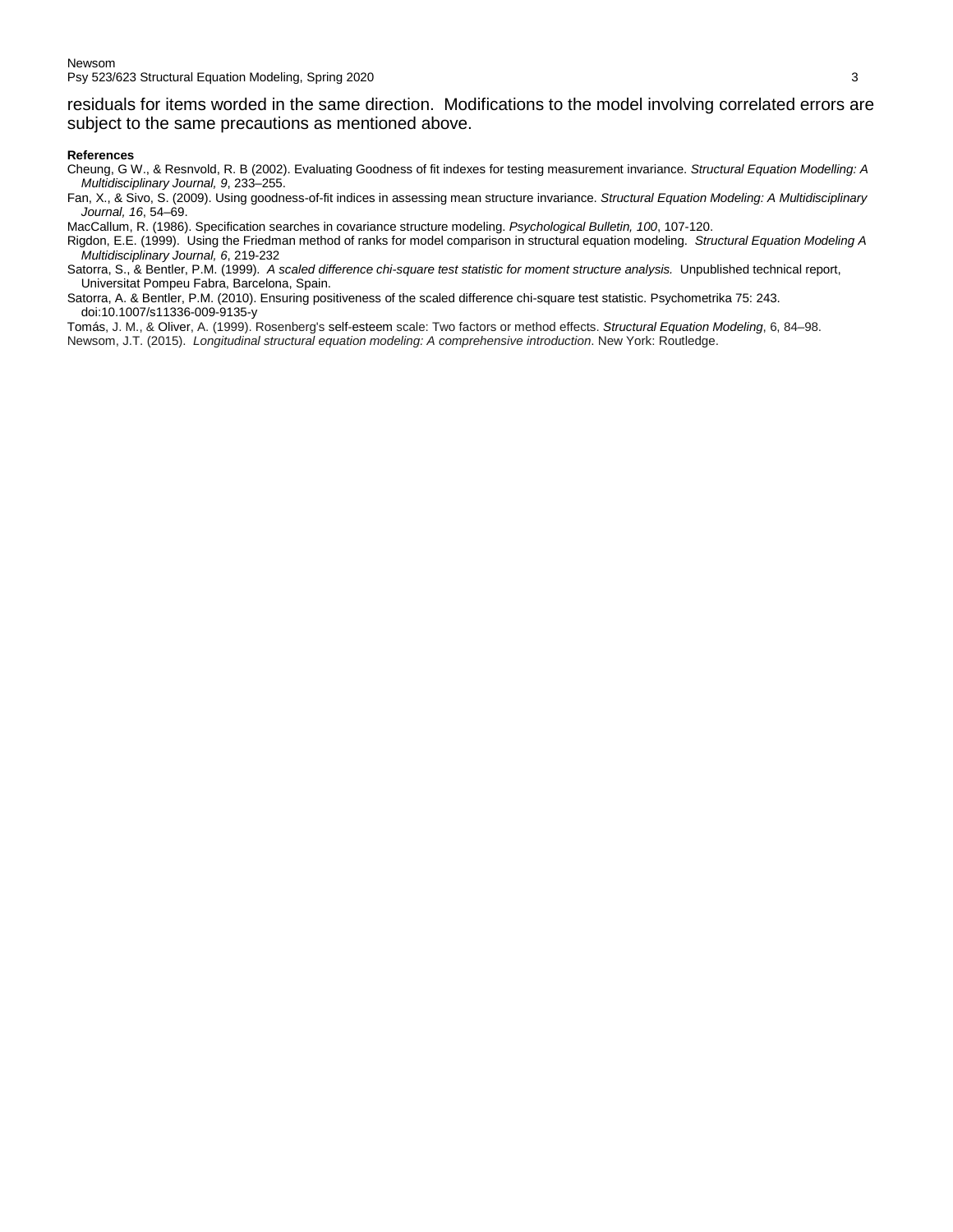residuals for items worded in the same direction. Modifications to the model involving correlated errors are subject to the same precautions as mentioned above.

**References**

Cheung, G W., & Resnvold, R. B (2002). Evaluating Goodness of fit indexes for testing measurement invariance. *Structural Equation Modelling: A Multidisciplinary Journal, 9*, 233–255.

Fan, X., & Sivo, S. (2009). Using goodness-of-fit indices in assessing mean structure invariance. *Structural Equation Modeling: A Multidisciplinary Journal, 16*, 54–69.

MacCallum, R. (1986). Specification searches in covariance structure modeling. *Psychological Bulletin, 100*, 107-120.

Rigdon, E.E. (1999). Using the Friedman method of ranks for model comparison in structural equation modeling. *Structural Equation Modeling A Multidisciplinary Journal, 6*, 219-232

Satorra, S., & Bentler, P.M. (1999). *A scaled difference chi-square test statistic for moment structure analysis.* Unpublished technical report, Universitat Pompeu Fabra, Barcelona, Spain.

Satorra, A. & Bentler, P.M. (2010). Ensuring positiveness of the scaled difference chi-square test statistic. Psychometrika 75: 243. doi:10.1007/s11336-009-9135-y

Tomás, J. M., & Oliver, A. (1999). Rosenberg's self-esteem scale: Two factors or method effects. *Structural Equation Modeling*, 6, 84–98.

Newsom, J.T. (2015). *Longitudinal structural equation modeling: A comprehensive introduction*. New York: Routledge.